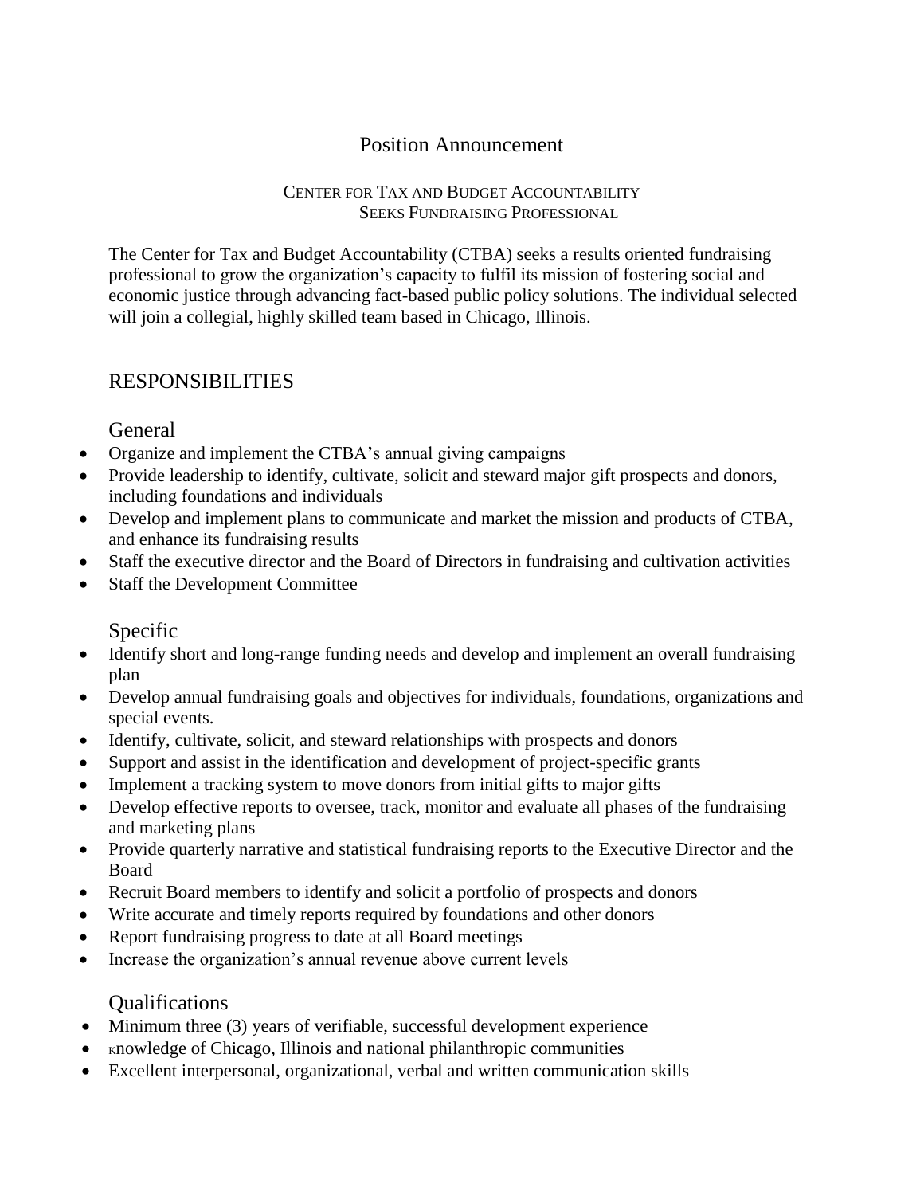# Position Announcement

## CENTER FOR TAX AND BUDGET ACCOUNTABILITY
## SEEKS FUNDRAISING PROFESSIONAL

The Center for Tax and Budget Accountability (CTBA) seeks a results oriented fundraising professional to grow the organization's capacity to fulfil its mission of fostering social and economic justice through advancing fact-based public policy solutions. The individual selected will join a collegial, highly skilled team based in Chicago, Illinois.

## RESPONSIBILITIES

### General

- Organize and implement the CTBA's annual giving campaigns
- Provide leadership to identify, cultivate, solicit and steward major gift prospects and donors, including foundations and individuals
- Develop and implement plans to communicate and market the mission and products of CTBA, and enhance its fundraising results
- Staff the executive director and the Board of Directors in fundraising and cultivation activities
- Staff the Development Committee

### Specific

- Identify short and long-range funding needs and develop and implement an overall fundraising plan
- Develop annual fundraising goals and objectives for individuals, foundations, organizations and special events.
- Identify, cultivate, solicit, and steward relationships with prospects and donors
- Support and assist in the identification and development of project-specific grants
- Implement a tracking system to move donors from initial gifts to major gifts
- Develop effective reports to oversee, track, monitor and evaluate all phases of the fundraising and marketing plans
- Provide quarterly narrative and statistical fundraising reports to the Executive Director and the Board
- Recruit Board members to identify and solicit a portfolio of prospects and donors
- Write accurate and timely reports required by foundations and other donors
- Report fundraising progress to date at all Board meetings
- Increase the organization's annual revenue above current levels

### Qualifications

- Minimum three (3) years of verifiable, successful development experience
- Knowledge of Chicago, Illinois and national philanthropic communities
- Excellent interpersonal, organizational, verbal and written communication skills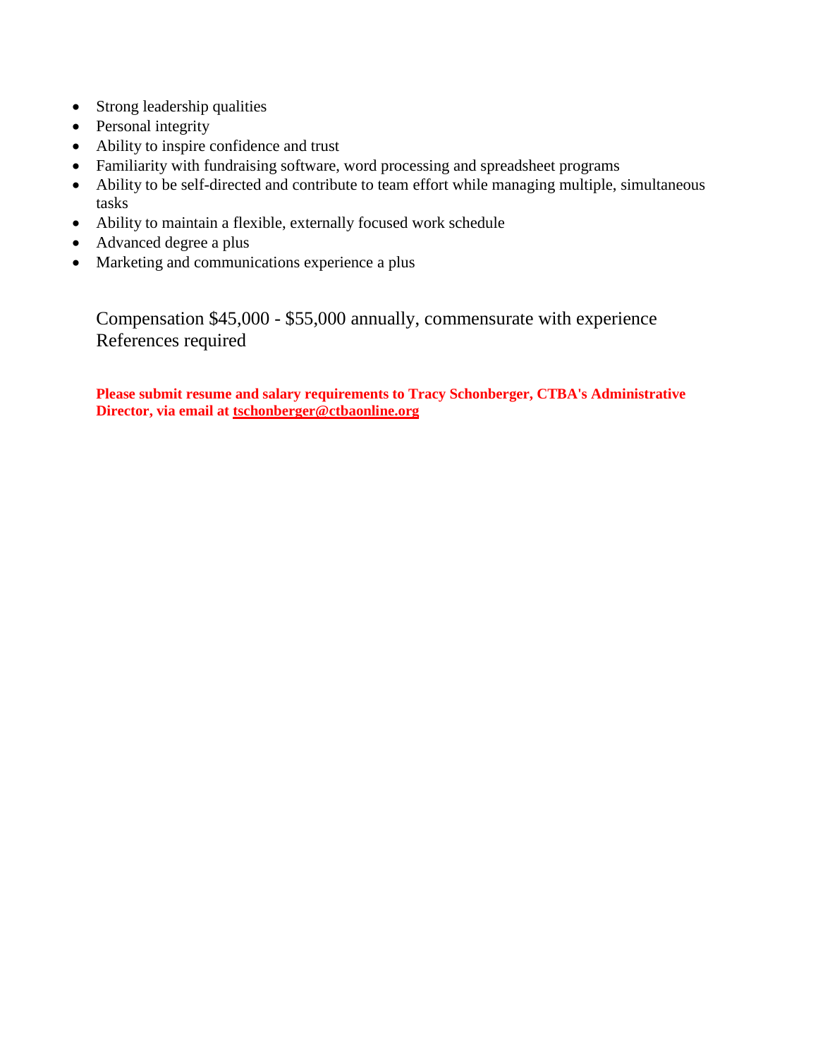- Strong leadership qualities
- Personal integrity
- Ability to inspire confidence and trust
- Familiarity with fundraising software, word processing and spreadsheet programs
- Ability to be self-directed and contribute to team effort while managing multiple, simultaneous tasks
- Ability to maintain a flexible, externally focused work schedule
- Advanced degree a plus
- Marketing and communications experience a plus

Compensation $45,000 - $55,000 annually, commensurate with experience
References required

**Please submit resume and salary requirements to Tracy Schonberger, CTBA's Administrative Director, via email at tschonberger@ctbaonline.org**